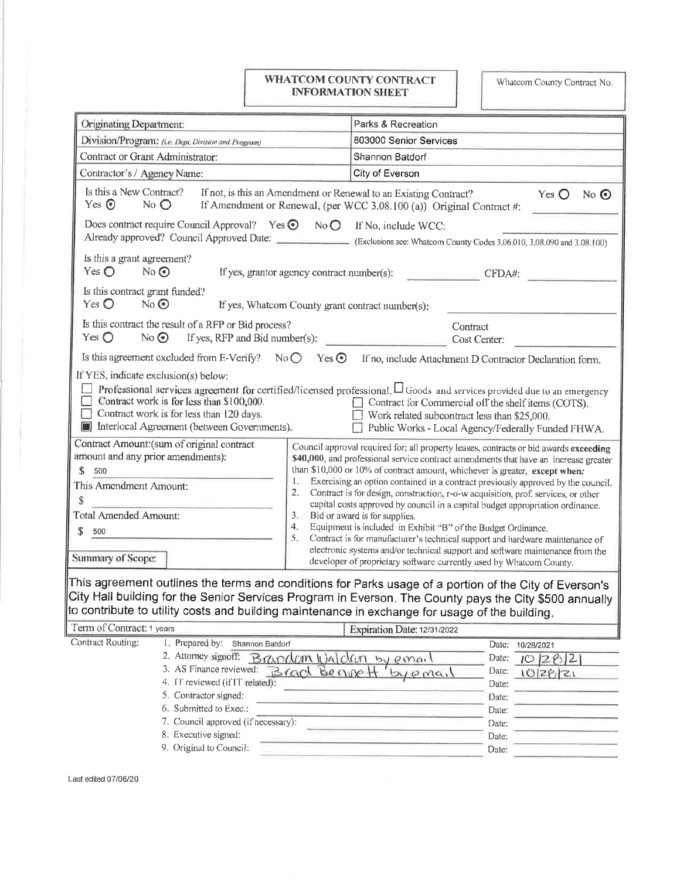# WHATCOM COUNTY CONTRACT INFORMATION SHEET

Whatcom County Contract No.

| | |
|---|---|
| Originating Department: | Parks & Recreation |
| Division/Program: *(i.e. Dept. Division and Program)* | 803000 Senior Services |
| Contract or Grant Administrator: | Shannon Batdorf |
| Contractor's / Agency Name: | City of Everson |

Is this a New Contract? Yes ⦿ No ○ If not, is this an Amendment or Renewal to an Existing Contract? Yes ○ No ⦿
If Amendment or Renewal, (per WCC 3.08.100 (a)) Original Contract #:

Does contract require Council Approval? Yes ⦿ No ○ If No, include WCC:
Already approved? Council Approved Date: (Exclusions see: Whatcom County Codes 3.06.010, 3.08.090 and 3.08.100)

Is this a grant agreement?
Yes ○ No ⦿ If yes, grantor agency contract number(s): CFDA#:

Is this contract grant funded?
Yes ○ No ⦿ If yes, Whatcom County grant contract number(s):

Is this contract the result of a RFP or Bid process?
Yes ○ No ⦿ If yes, RFP and Bid number(s): Contract Cost Center:

Is this agreement excluded from E-Verify? No ○ Yes ⦿ If no, include Attachment D Contractor Declaration form.

If YES, indicate exclusion(s) below:

- ☐ Professional services agreement for certified/licensed professional.
- ☐ Goods and services provided due to an emergency
- ☐ Contract work is for less than $100,000.
- ☐ Contract for Commercial off the shelf items (COTS).
- ☐ Contract work is for less than 120 days.
- ☐ Work related subcontract less than $25,000.
- ■ Interlocal Agreement (between Governments).
- ☐ Public Works - Local Agency/Federally Funded FHWA.

Contract Amount:(sum of original contract amount and any prior amendments):
$ 500

This Amendment Amount:
$

Total Amended Amount:
$ 500

Council approval required for; all property leases, contracts or bid awards **exceeding** $40,000, and professional service contract amendments that have an increase greater than $10,000 or 10% of contract amount, whichever is greater, **except when:**

1. Exercising an option contained in a contract previously approved by the council.
2. Contract is for design, construction, r-o-w acquisition, prof. services, or other capital costs approved by council in a capital budget appropriation ordinance.
3. Bid or award is for supplies.
4. Equipment is included in Exhibit "B" of the Budget Ordinance.
5. Contract is for manufacturer's technical support and hardware maintenance of electronic systems and/or technical support and software maintenance from the developer of proprietary software currently used by Whatcom County.

Summary of Scope:

This agreement outlines the terms and conditions for Parks usage of a portion of the City of Everson's City Hall building for the Senior Services Program in Everson. The County pays the City $500 annually to contribute to utility costs and building maintenance in exchange for usage of the building.

| Term of Contract: 1 years | Expiration Date: 12/31/2022 |
|---|---|

Contract Routing:

| | | |
|---|---|---|
| 1. Prepared by: | Shannon Batdorf | Date: 10/28/2021 |
| 2. Attorney signoff: | Brandon Waldron by email | Date: 10/28/21 |
| 3. AS Finance reviewed: | Brad Bennett by email | Date: 10/28/21 |
| 4. IT reviewed (if IT related): | | Date: |
| 5. Contractor signed: | | Date: |
| 6. Submitted to Exec.: | | Date: |
| 7. Council approved (if necessary): | | Date: |
| 8. Executive signed: | | Date: |
| 9. Original to Council: | | Date: |

Last edited 07/06/20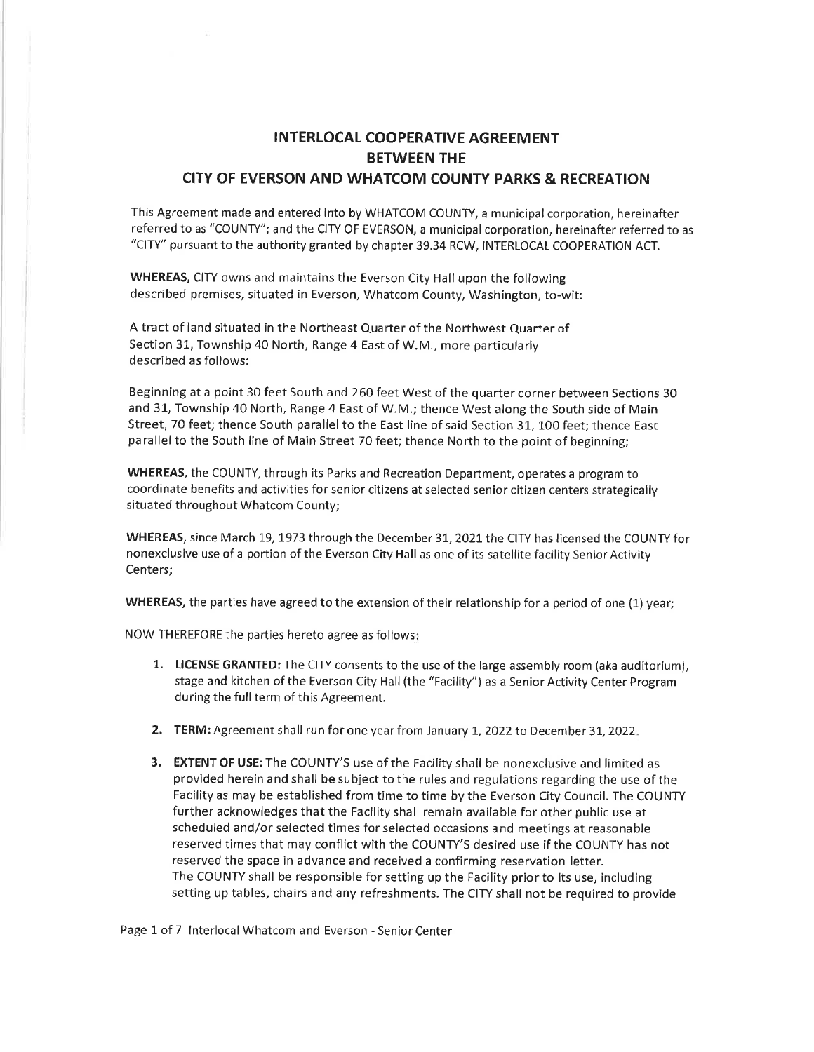# INTERLOCAL COOPERATIVE AGREEMENT BETWEEN THE CITY OF EVERSON AND WHATCOM COUNTY PARKS & RECREATION

This Agreement made and entered into by WHATCOM COUNTY, a municipal corporation, hereinafter referred to as "COUNTY"; and the CITY OF EVERSON, a municipal corporation, hereinafter referred to as "CITY" pursuant to the authority granted by chapter 39.34 RCW, INTERLOCAL COOPERATION ACT.

**WHEREAS,** CITY owns and maintains the Everson City Hall upon the following described premises, situated in Everson, Whatcom County, Washington, to-wit:

A tract of land situated in the Northeast Quarter of the Northwest Quarter of Section 31, Township 40 North, Range 4 East of W.M., more particularly described as follows:

Beginning at a point 30 feet South and 260 feet West of the quarter corner between Sections 30 and 31, Township 40 North, Range 4 East of W.M.; thence West along the South side of Main Street, 70 feet; thence South parallel to the East line of said Section 31, 100 feet; thence East parallel to the South line of Main Street 70 feet; thence North to the point of beginning;

**WHEREAS,** the COUNTY, through its Parks and Recreation Department, operates a program to coordinate benefits and activities for senior citizens at selected senior citizen centers strategically situated throughout Whatcom County;

**WHEREAS,** since March 19, 1973 through the December 31, 2021 the CITY has licensed the COUNTY for nonexclusive use of a portion of the Everson City Hall as one of its satellite facility Senior Activity Centers;

**WHEREAS,** the parties have agreed to the extension of their relationship for a period of one (1) year;

NOW THEREFORE the parties hereto agree as follows:

1. **LICENSE GRANTED:** The CITY consents to the use of the large assembly room (aka auditorium), stage and kitchen of the Everson City Hall (the "Facility") as a Senior Activity Center Program during the full term of this Agreement.

2. **TERM:** Agreement shall run for one year from January 1, 2022 to December 31, 2022.

3. **EXTENT OF USE:** The COUNTY'S use of the Facility shall be nonexclusive and limited as provided herein and shall be subject to the rules and regulations regarding the use of the Facility as may be established from time to time by the Everson City Council. The COUNTY further acknowledges that the Facility shall remain available for other public use at scheduled and/or selected times for selected occasions and meetings at reasonable reserved times that may conflict with the COUNTY'S desired use if the COUNTY has not reserved the space in advance and received a confirming reservation letter.
   The COUNTY shall be responsible for setting up the Facility prior to its use, including setting up tables, chairs and any refreshments. The CITY shall not be required to provide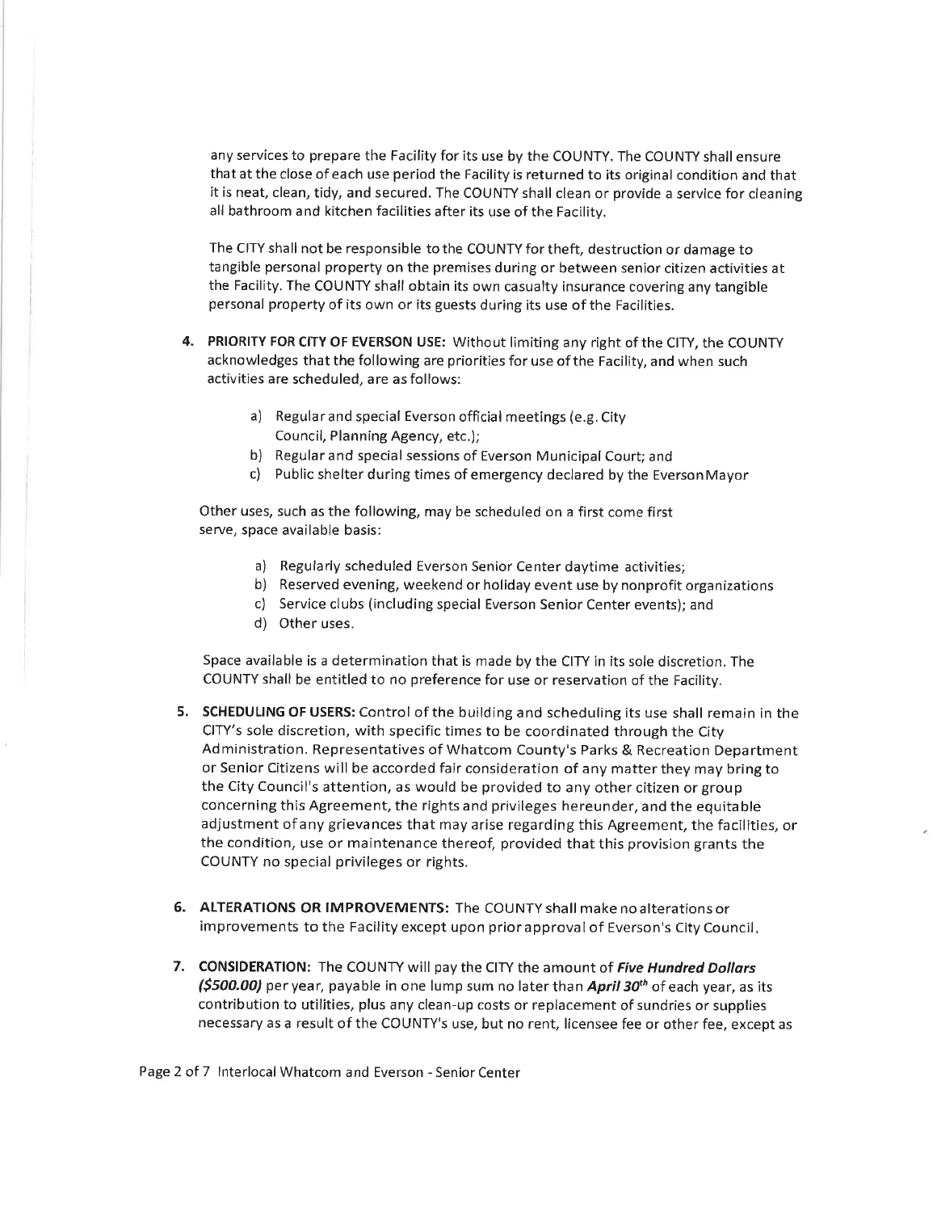any services to prepare the Facility for its use by the COUNTY. The COUNTY shall ensure that at the close of each use period the Facility is returned to its original condition and that it is neat, clean, tidy, and secured. The COUNTY shall clean or provide a service for cleaning all bathroom and kitchen facilities after its use of the Facility.

The CITY shall not be responsible to the COUNTY for theft, destruction or damage to tangible personal property on the premises during or between senior citizen activities at the Facility. The COUNTY shall obtain its own casualty insurance covering any tangible personal property of its own or its guests during its use of the Facilities.

4. **PRIORITY FOR CITY OF EVERSON USE:** Without limiting any right of the CITY, the COUNTY acknowledges that the following are priorities for use of the Facility, and when such activities are scheduled, are as follows:

   a) Regular and special Everson official meetings (e.g. City Council, Planning Agency, etc.);
   b) Regular and special sessions of Everson Municipal Court; and
   c) Public shelter during times of emergency declared by the Everson Mayor

   Other uses, such as the following, may be scheduled on a first come first serve, space available basis:

   a) Regularly scheduled Everson Senior Center daytime activities;
   b) Reserved evening, weekend or holiday event use by nonprofit organizations
   c) Service clubs (including special Everson Senior Center events); and
   d) Other uses.

   Space available is a determination that is made by the CITY in its sole discretion. The COUNTY shall be entitled to no preference for use or reservation of the Facility.

5. **SCHEDULING OF USERS:** Control of the building and scheduling its use shall remain in the CITY's sole discretion, with specific times to be coordinated through the City Administration. Representatives of Whatcom County's Parks & Recreation Department or Senior Citizens will be accorded fair consideration of any matter they may bring to the City Council's attention, as would be provided to any other citizen or group concerning this Agreement, the rights and privileges hereunder, and the equitable adjustment of any grievances that may arise regarding this Agreement, the facilities, or the condition, use or maintenance thereof, provided that this provision grants the COUNTY no special privileges or rights.

6. **ALTERATIONS OR IMPROVEMENTS:** The COUNTY shall make no alterations or improvements to the Facility except upon prior approval of Everson's City Council.

7. **CONSIDERATION:** The COUNTY will pay the CITY the amount of ***Five Hundred Dollars ($500.00)*** per year, payable in one lump sum no later than ***April 30th*** of each year, as its contribution to utilities, plus any clean-up costs or replacement of sundries or supplies necessary as a result of the COUNTY's use, but no rent, licensee fee or other fee, except as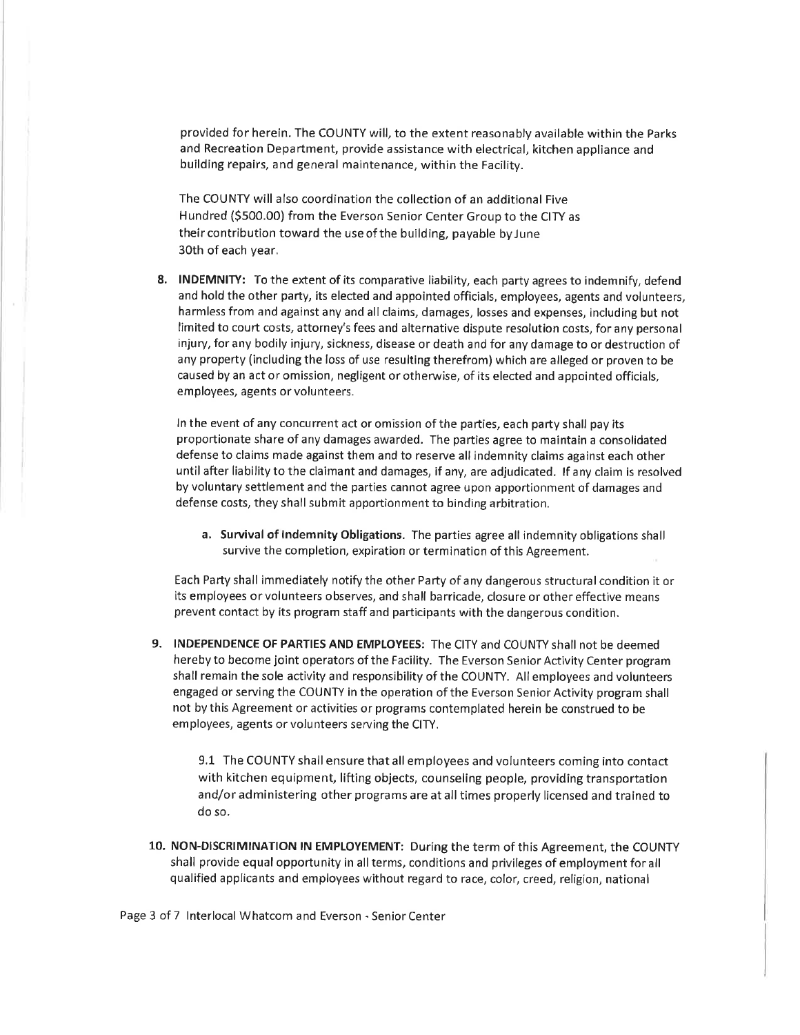provided for herein. The COUNTY will, to the extent reasonably available within the Parks and Recreation Department, provide assistance with electrical, kitchen appliance and building repairs, and general maintenance, within the Facility.

The COUNTY will also coordination the collection of an additional Five Hundred ($500.00) from the Everson Senior Center Group to the CITY as their contribution toward the use of the building, payable by June 30th of each year.

8. **INDEMNITY:** To the extent of its comparative liability, each party agrees to indemnify, defend and hold the other party, its elected and appointed officials, employees, agents and volunteers, harmless from and against any and all claims, damages, losses and expenses, including but not limited to court costs, attorney's fees and alternative dispute resolution costs, for any personal injury, for any bodily injury, sickness, disease or death and for any damage to or destruction of any property (including the loss of use resulting therefrom) which are alleged or proven to be caused by an act or omission, negligent or otherwise, of its elected and appointed officials, employees, agents or volunteers.

   In the event of any concurrent act or omission of the parties, each party shall pay its proportionate share of any damages awarded. The parties agree to maintain a consolidated defense to claims made against them and to reserve all indemnity claims against each other until after liability to the claimant and damages, if any, are adjudicated. If any claim is resolved by voluntary settlement and the parties cannot agree upon apportionment of damages and defense costs, they shall submit apportionment to binding arbitration.

   a. **Survival of Indemnity Obligations.** The parties agree all indemnity obligations shall survive the completion, expiration or termination of this Agreement.

   Each Party shall immediately notify the other Party of any dangerous structural condition it or its employees or volunteers observes, and shall barricade, closure or other effective means prevent contact by its program staff and participants with the dangerous condition.

9. **INDEPENDENCE OF PARTIES AND EMPLOYEES:** The CITY and COUNTY shall not be deemed hereby to become joint operators of the Facility. The Everson Senior Activity Center program shall remain the sole activity and responsibility of the COUNTY. All employees and volunteers engaged or serving the COUNTY in the operation of the Everson Senior Activity program shall not by this Agreement or activities or programs contemplated herein be construed to be employees, agents or volunteers serving the CITY.

   9.1 The COUNTY shall ensure that all employees and volunteers coming into contact with kitchen equipment, lifting objects, counseling people, providing transportation and/or administering other programs are at all times properly licensed and trained to do so.

10. **NON-DISCRIMINATION IN EMPLOYEMENT:** During the term of this Agreement, the COUNTY shall provide equal opportunity in all terms, conditions and privileges of employment for all qualified applicants and employees without regard to race, color, creed, religion, national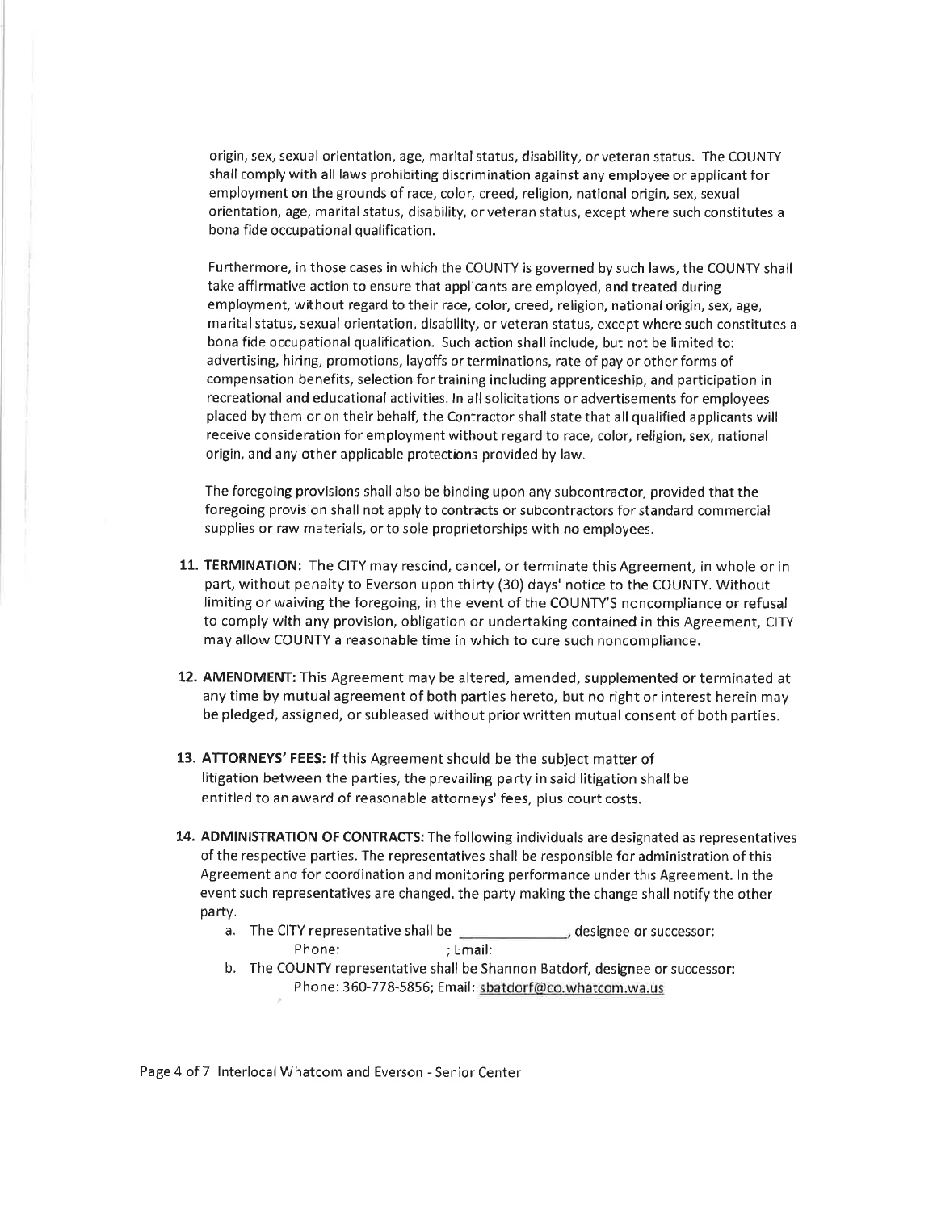origin, sex, sexual orientation, age, marital status, disability, or veteran status. The COUNTY shall comply with all laws prohibiting discrimination against any employee or applicant for employment on the grounds of race, color, creed, religion, national origin, sex, sexual orientation, age, marital status, disability, or veteran status, except where such constitutes a bona fide occupational qualification.

Furthermore, in those cases in which the COUNTY is governed by such laws, the COUNTY shall take affirmative action to ensure that applicants are employed, and treated during employment, without regard to their race, color, creed, religion, national origin, sex, age, marital status, sexual orientation, disability, or veteran status, except where such constitutes a bona fide occupational qualification. Such action shall include, but not be limited to: advertising, hiring, promotions, layoffs or terminations, rate of pay or other forms of compensation benefits, selection for training including apprenticeship, and participation in recreational and educational activities. In all solicitations or advertisements for employees placed by them or on their behalf, the Contractor shall state that all qualified applicants will receive consideration for employment without regard to race, color, religion, sex, national origin, and any other applicable protections provided by law.

The foregoing provisions shall also be binding upon any subcontractor, provided that the foregoing provision shall not apply to contracts or subcontractors for standard commercial supplies or raw materials, or to sole proprietorships with no employees.

11. **TERMINATION:** The CITY may rescind, cancel, or terminate this Agreement, in whole or in part, without penalty to Everson upon thirty (30) days' notice to the COUNTY. Without limiting or waiving the foregoing, in the event of the COUNTY'S noncompliance or refusal to comply with any provision, obligation or undertaking contained in this Agreement, CITY may allow COUNTY a reasonable time in which to cure such noncompliance.

12. **AMENDMENT:** This Agreement may be altered, amended, supplemented or terminated at any time by mutual agreement of both parties hereto, but no right or interest herein may be pledged, assigned, or subleased without prior written mutual consent of both parties.

13. **ATTORNEYS' FEES:** If this Agreement should be the subject matter of litigation between the parties, the prevailing party in said litigation shall be entitled to an award of reasonable attorneys' fees, plus court costs.

14. **ADMINISTRATION OF CONTRACTS:** The following individuals are designated as representatives of the respective parties. The representatives shall be responsible for administration of this Agreement and for coordination and monitoring performance under this Agreement. In the event such representatives are changed, the party making the change shall notify the other party.
    a. The CITY representative shall be ______________, designee or successor:
       Phone: ; Email:
    b. The COUNTY representative shall be Shannon Batdorf, designee or successor:
       Phone: 360-778-5856; Email: sbatdorf@co.whatcom.wa.us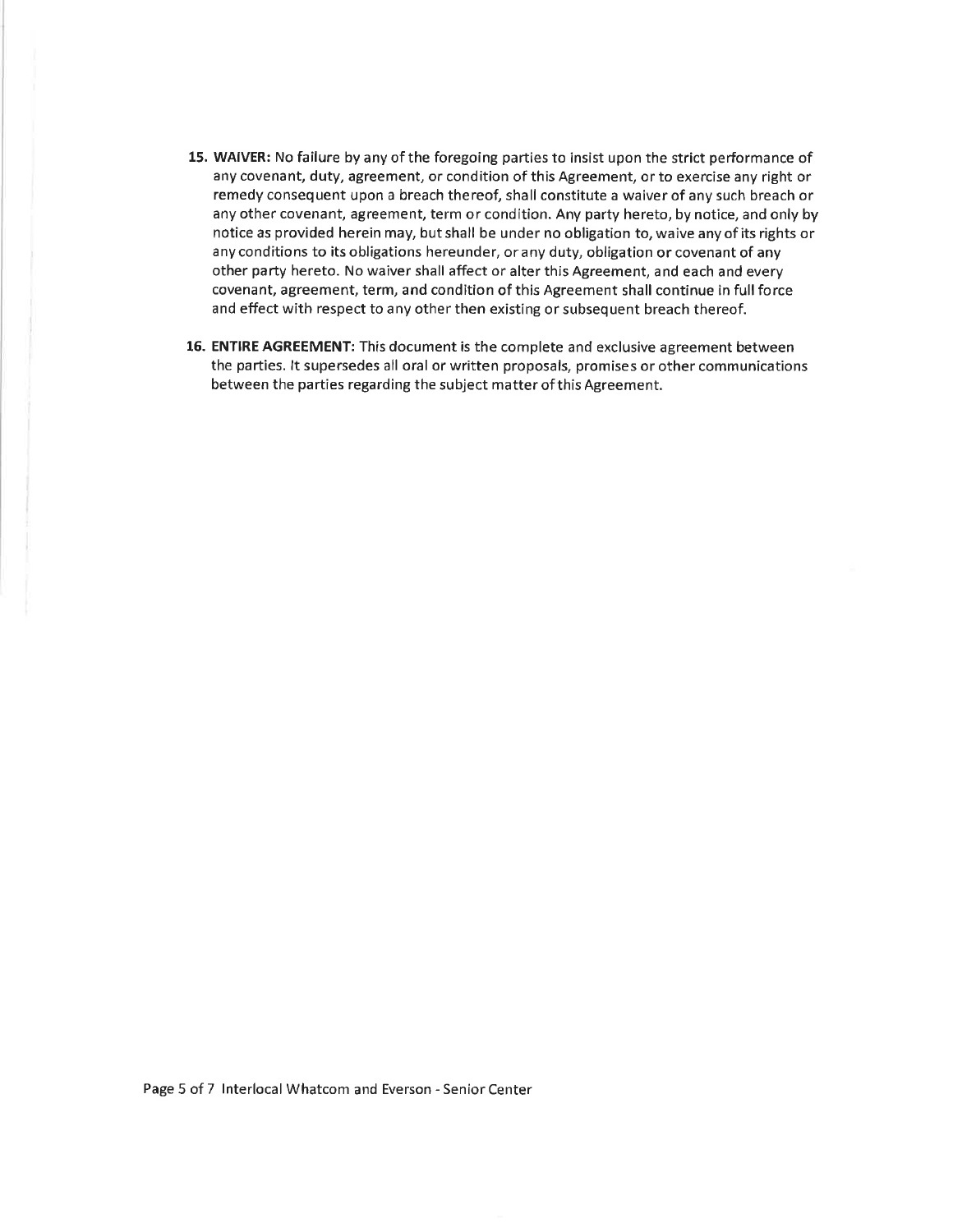15. **WAIVER:** No failure by any of the foregoing parties to insist upon the strict performance of any covenant, duty, agreement, or condition of this Agreement, or to exercise any right or remedy consequent upon a breach thereof, shall constitute a waiver of any such breach or any other covenant, agreement, term or condition. Any party hereto, by notice, and only by notice as provided herein may, but shall be under no obligation to, waive any of its rights or any conditions to its obligations hereunder, or any duty, obligation or covenant of any other party hereto. No waiver shall affect or alter this Agreement, and each and every covenant, agreement, term, and condition of this Agreement shall continue in full force and effect with respect to any other then existing or subsequent breach thereof.

16. **ENTIRE AGREEMENT:** This document is the complete and exclusive agreement between the parties. It supersedes all oral or written proposals, promises or other communications between the parties regarding the subject matter of this Agreement.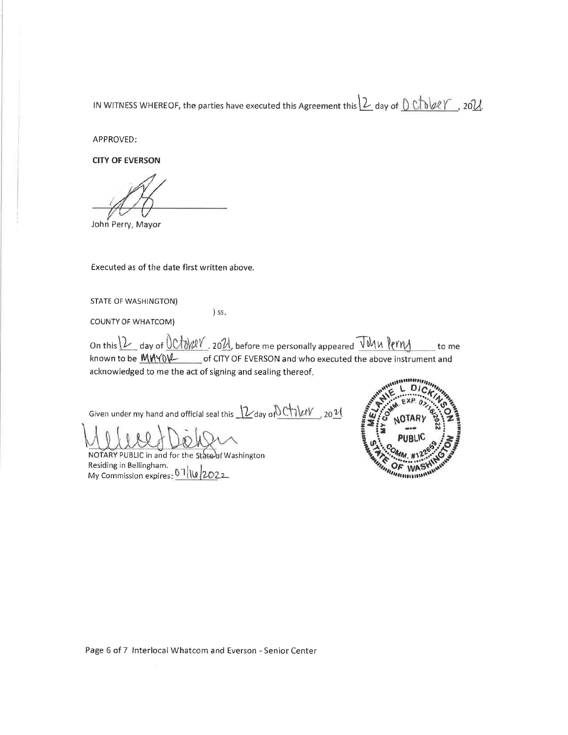IN WITNESS WHEREOF, the parties have executed this Agreement this 12 day of October, 2021.

APPROVED:

**CITY OF EVERSON**

John Perry, Mayor

Executed as of the date first written above.

STATE OF WASHINGTON)
) ss.
COUNTY OF WHATCOM)

On this 12 day of October, 2021, before me personally appeared John Perry to me known to be Mayor of CITY OF EVERSON and who executed the above instrument and acknowledged to me the act of signing and sealing thereof.

Given under my hand and official seal this 12 day of October, 2021

NOTARY PUBLIC in and for the State of Washington
Residing in Bellingham.
My Commission expires: 07/16/2022

MELANIE L DICKINSON
NOTARY PUBLIC
STATE OF WASHINGTON
MY COMM. EXP. 07/16/2022
COMM. #122659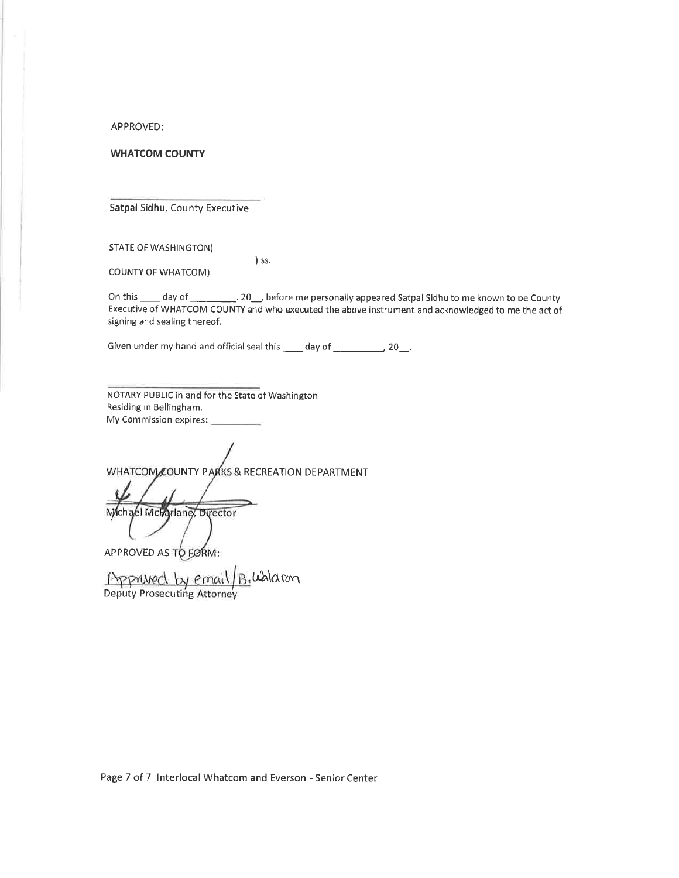APPROVED:

**WHATCOM COUNTY**

______________________________
Satpal Sidhu, County Executive

STATE OF WASHINGTON)
) ss.
COUNTY OF WHATCOM)

On this ____ day of _________. 20__, before me personally appeared Satpal Sidhu to me known to be County Executive of WHATCOM COUNTY and who executed the above instrument and acknowledged to me the act of signing and sealing thereof.

Given under my hand and official seal this ____ day of _________, 20__.

______________________________
NOTARY PUBLIC in and for the State of Washington
Residing in Bellingham.
My Commission expires: __________

WHATCOM COUNTY PARKS & RECREATION DEPARTMENT

______________________________
Michael McFarlane, Director

APPROVED AS TO FORM:

Approved by email/B. Waldron
Deputy Prosecuting Attorney